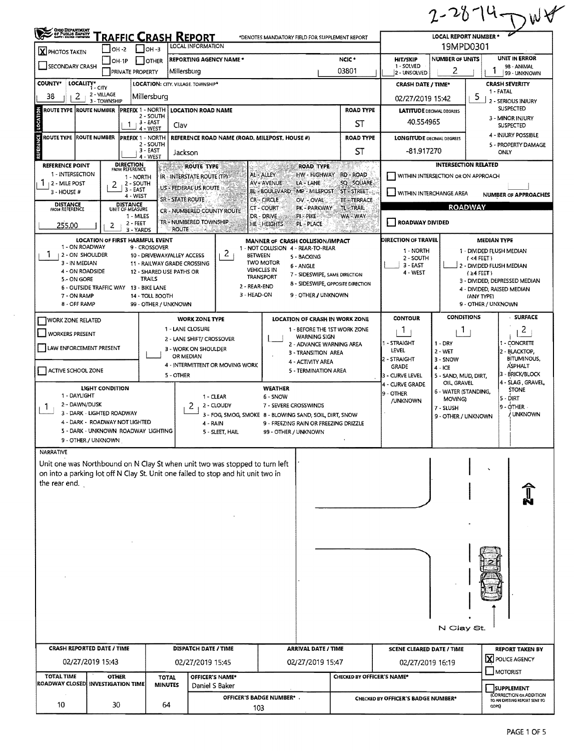2-28-19 DWF

# TRAFFIC CRASH REPORT

OHIO DEPARTMENT OF PUBLIC SAFETY

*DENOTES MANDATORY FIELD FOR SUPPLEMENT REPORT

| | |
|---|---|
| LOCAL REPORT NUMBER * | 19MPD0301 |
| [X] PHOTOS TAKEN | [ ] OH-2 [ ] OH-3 [ ] OH-1P [ ] OTHER |
| [ ] SECONDARY CRASH | [ ] PRIVATE PROPERTY |
| LOCAL INFORMATION | |
| REPORTING AGENCY NAME * | Millersburg |
| NCIC * | 03801 |
| HIT/SKIP (1 - SOLVED, 2 - UNSOLVED) | |
| NUMBER OF UNITS | 2 |
| UNIT IN ERROR (98 - ANIMAL, 99 - UNKNOWN) | 1 |
| COUNTY* | 38 |
| LOCALITY* (1 - CITY, 2 - VILLAGE, 3 - TOWNSHIP) | 2 |
| LOCATION: CITY, VILLAGE, TOWNSHIP* | Millersburg |
| CRASH DATE / TIME* | 02/27/2019 15:42 |
| CRASH SEVERITY (1 - FATAL, 2 - SERIOUS INJURY SUSPECTED, 3 - MINOR INJURY SUSPECTED, 4 - INJURY POSSIBLE, 5 - PROPERTY DAMAGE ONLY) | 5 |

## LOCATION

| ROUTE TYPE | ROUTE NUMBER | PREFIX (1 - NORTH, 2 - SOUTH, 3 - EAST, 4 - WEST) | LOCATION ROAD NAME | ROAD TYPE |
|---|---|---|---|---|
| | | 1 | Clay | ST |

LATITUDE DECIMAL DEGREES: 40.554965

## REFERENCE

| ROUTE TYPE | ROUTE NUMBER | PREFIX | REFERENCE ROAD NAME (ROAD, MILEPOST, HOUSE #) | ROAD TYPE |
|---|---|---|---|---|
| | | | Jackson | ST |

LONGITUDE DECIMAL DEGREES: -81.917270

REFERENCE POINT (1 - INTERSECTION, 2 - MILE POST, 3 - HOUSE #): 1

DIRECTION FROM REFERENCE (1 - NORTH, 2 - SOUTH, 3 - EAST, 4 - WEST): 2

DISTANCE FROM REFERENCE: 255.00

DISTANCE UNIT OF MEASURE (1 - MILES, 2 - FEET, 3 - YARDS): 2

ROUTE TYPE: IR - INTERSTATE ROUTE (TP), US - FEDERAL US ROUTE, SR - STATE ROUTE, CR - NUMBERED COUNTY ROUTE, TR - NUMBERED TOWNSHIP ROUTE

ROAD TYPE: AL - ALLEY, AV - AVENUE, BL - BOULEVARD, CR - CIRCLE, CT - COURT, DR - DRIVE, HE - HEIGHTS, HW - HIGHWAY, LA - LANE, MP - MILEPOST, OV - OVAL, PK - PARKWAY, PI - PIKE, PL - PLACE, RD - ROAD, SQ - SQUARE, ST - STREET, TE - TERRACE, TL - TRAIL, WA - WAY

### INTERSECTION RELATED

[ ] WITHIN INTERSECTION OR ON APPROACH

[ ] WITHIN INTERCHANGE AREA

NUMBER OF APPROACHES:

### ROADWAY

[ ] ROADWAY DIVIDED

LOCATION OF FIRST HARMFUL EVENT: 1
(1 - ON ROADWAY, 2 - ON SHOULDER, 3 - IN MEDIAN, 4 - ON ROADSIDE, 5 - ON GORE, 6 - OUTSIDE TRAFFIC WAY, 7 - ON RAMP, 8 - OFF RAMP, 9 - CROSSOVER, 10 - DRIVEWAY/ALLEY ACCESS, 11 - RAILWAY GRADE CROSSING, 12 - SHARED USE PATHS OR TRAILS, 13 - BIKE LANE, 14 - TOLL BOOTH, 99 - OTHER / UNKNOWN)

MANNER OF CRASH COLLISION/IMPACT: 2
(1 - NOT COLLISION BETWEEN TWO MOTOR VEHICLES IN TRANSPORT, 2 - REAR-END, 3 - HEAD-ON, 4 - REAR-TO-REAR, 5 - BACKING, 6 - ANGLE, 7 - SIDESWIPE, SAME DIRECTION, 8 - SIDESWIPE, OPPOSITE DIRECTION, 9 - OTHER / UNKNOWN)

DIRECTION OF TRAVEL: (1 - NORTH, 2 - SOUTH, 3 - EAST, 4 - WEST)

MEDIAN TYPE: (1 - DIVIDED FLUSH MEDIAN (<4 FEET), 2 - DIVIDED FLUSH MEDIAN (≥4 FEET), 3 - DIVIDED, DEPRESSED MEDIAN, 4 - DIVIDED, RAISED MEDIAN (ANY TYPE), 9 - OTHER / UNKNOWN)

[ ] WORK ZONE RELATED

[ ] WORKERS PRESENT

[ ] LAW ENFORCEMENT PRESENT

[ ] ACTIVE SCHOOL ZONE

WORK ZONE TYPE: (1 - LANE CLOSURE, 2 - LANE SHIFT/ CROSSOVER, 3 - WORK ON SHOULDER OR MEDIAN, 4 - INTERMITTENT OR MOVING WORK, 5 - OTHER)

LOCATION OF CRASH IN WORK ZONE: (1 - BEFORE THE 1ST WORK ZONE WARNING SIGN, 2 - ADVANCE WARNING AREA, 3 - TRANSITION AREA, 4 - ACTIVITY AREA, 5 - TERMINATION AREA)

CONTOUR: 1 (1 - STRAIGHT LEVEL, 2 - STRAIGHT GRADE, 3 - CURVE LEVEL, 4 - CURVE GRADE, 9 - OTHER /UNKNOWN)

CONDITIONS: 1 (1 - DRY, 2 - WET, 3 - SNOW, 4 - ICE, 5 - SAND, MUD, DIRT, OIL, GRAVEL, 6 - WATER (STANDING, MOVING), 7 - SLUSH, 9 - OTHER / UNKNOWN)

SURFACE: 2 (1 - CONCRETE, 2 - BLACKTOP, BITUMINOUS, ASPHALT, 3 - BRICK/BLOCK, 4 - SLAG, GRAVEL, STONE, 5 - DIRT, 9 - OTHER / UNKNOWN)

LIGHT CONDITION: 1 (1 - DAYLIGHT, 2 - DAWN/DUSK, 3 - DARK - LIGHTED ROADWAY, 4 - DARK - ROADWAY NOT LIGHTED, 5 - DARK - UNKNOWN ROADWAY LIGHTING, 9 - OTHER / UNKNOWN)

WEATHER: 2 (1 - CLEAR, 2 - CLOUDY, 3 - FOG, SMOG, SMOKE, 4 - RAIN, 5 - SLEET, HAIL, 6 - SNOW, 7 - SEVERE CROSSWINDS, 8 - BLOWING SAND, SOIL, DIRT, SNOW, 9 - FREEZING RAIN OR FREEZING DRIZZLE, 99 - OTHER / UNKNOWN)

## NARRATIVE

Unit one was Northbound on N Clay St when unit two was stopped to turn left on into a parking lot off N Clay St. Unit one failed to stop and hit unit two in the rear end.

N Clay St.

| CRASH REPORTED DATE / TIME | DISPATCH DATE / TIME | ARRIVAL DATE / TIME | SCENE CLEARED DATE / TIME | REPORT TAKEN BY |
|---|---|---|---|---|
| 02/27/2019 15:43 | 02/27/2019 15:45 | 02/27/2019 15:47 | 02/27/2019 16:19 | [X] POLICE AGENCY [ ] MOTORIST |

| TOTAL TIME ROADWAY CLOSED | OTHER INVESTIGATION TIME | TOTAL MINUTES | OFFICER'S NAME* | CHECKED BY OFFICER'S NAME* |
|---|---|---|---|---|
| 10 | 30 | 64 | Daniel S Baker | |
| | | | OFFICER'S BADGE NUMBER*: 103 | CHECKED BY OFFICER'S BADGE NUMBER*: |

[ ] SUPPLEMENT (CORRECTION OR ADDITION TO AN EXISTING REPORT SENT TO ODPS)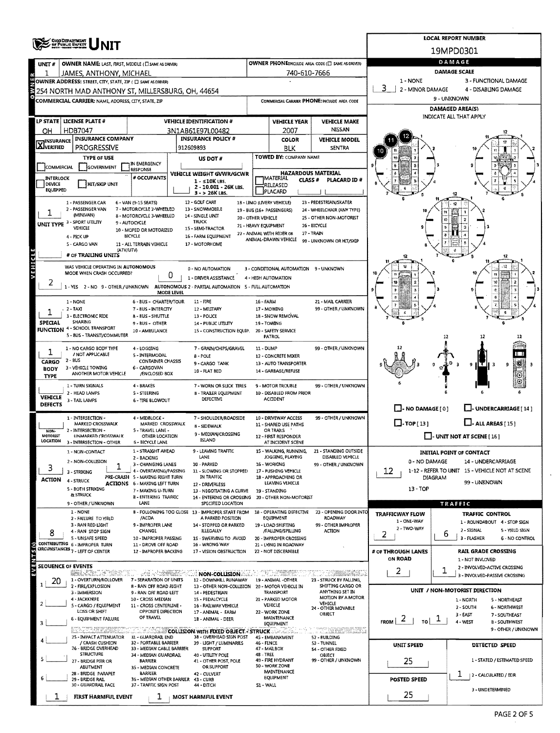# OHIO DEPARTMENT OF PUBLIC SAFETY UNIT

**LOCAL REPORT NUMBER:** 19MPD0301

## OWNER

| UNIT # | OWNER NAME: LAST, FIRST, MIDDLE (☐ SAME AS DRIVER) | OWNER PHONE: INCLUDE AREA CODE (☐ SAME AS DRIVER) |
|---|---|---|
| 1 | JAMES, ANTHONY, MICHAEL | 740-610-7666 |

**OWNER ADDRESS:** STREET, CITY, STATE, ZIP (☐ SAME AS DRIVER)
254 NORTH MAD ANTHONY ST, MILLERSBURG, OH, 44654

**COMMERCIAL CARRIER:** NAME, ADDRESS, CITY, STATE, ZIP

**COMMERCIAL CARRIER PHONE:** INCLUDE AREA CODE

## VEHICLE

| LP STATE | LICENSE PLATE # | VEHICLE IDENTIFICATION # | VEHICLE YEAR | VEHICLE MAKE |
|---|---|---|---|---|
| OH | HDB7047 | 3N1AB61E97L00482 | 2007 | NISSAN |

| INSURANCE | INSURANCE COMPANY | INSURANCE POLICY # | COLOR | VEHICLE MODEL |
|---|---|---|---|---|
| ☒ VERIFIED | PROGRESSIVE | 912609893 | BLK | SENTRA |

**TYPE OF USE:** ☐ COMMERCIAL ☐ GOVERNMENT ☐ IN EMERGENCY RESPONSE

**US DOT #:**

**TOWED BY:** COMPANY NAME

☐ INTERLOCK DEVICE EQUIPPED ☐ HIT/SKIP UNIT

**# OCCUPANTS:**

**VEHICLE WEIGHT GVWR/GCWR:** 1 - ≤10K LBS. 2 - 10,001 - 26K LBS. 3 - > 26K LBS.

**HAZARDOUS MATERIAL:** ☐ MATERIAL RELEASED ☐ PLACARD CLASS # PLACARD ID #

**UNIT TYPE:** 1
1 - PASSENGER CAR, 2 - PASSENGER VAN (MINIVAN), 3 - SPORT UTILITY VEHICLE, 4 - PICK UP, 5 - CARGO VAN, 6 - VAN (9-15 SEATS), 7 - MOTORCYCLE 2-WHEELED, 8 - MOTORCYCLE 3-WHEELED, 9 - AUTOCYCLE, 10 - MOPED OR MOTORIZED BICYCLE, 11 - ALL TERRAIN VEHICLE (ATV/UTV), 12 - GOLF CART, 13 - SNOWMOBILE, 14 - SINGLE UNIT TRUCK, 15 - SEMI-TRACTOR, 16 - FARM EQUIPMENT, 17 - MOTORHOME, 18 - LIMO (LIVERY VEHICLE), 19 - BUS (16+ PASSENGERS), 20 - OTHER VEHICLE, 21 - HEAVY EQUIPMENT, 22 - ANIMAL WITH RIDER OR ANIMAL-DRAWN VEHICLE, 23 - PEDESTRIAN/SKATER, 24 - WHEELCHAIR (ANY TYPE), 25 - OTHER NON-MOTORIST, 26 - BICYCLE, 27 - TRAIN, 99 - UNKNOWN OR HIT/SKIP

**# OF TRAILING UNITS:**

**WAS VEHICLE OPERATING IN AUTONOMOUS MODE WHEN CRASH OCCURRED?** 2
1 - YES 2 - NO 9 - OTHER / UNKNOWN

**AUTONOMOUS MODE LEVEL:** 0
0 - NO AUTOMATION, 1 - DRIVER ASSISTANCE, 2 - PARTIAL AUTOMATION, 3 - CONDITIONAL AUTOMATION, 4 - HIGH AUTOMATION, 5 - FULL AUTOMATION, 9 - UNKNOWN

**SPECIAL FUNCTION:** 1
1 - NONE, 2 - TAXI, 3 - ELECTRONIC RIDE SHARING, 4 - SCHOOL TRANSPORT, 5 - BUS - TRANSIT/COMMUTER, 6 - BUS - CHARTER/TOUR, 7 - BUS - INTERCITY, 8 - BUS - SHUTTLE, 9 - BUS - OTHER, 10 - AMBULANCE, 11 - FIRE, 12 - MILITARY, 13 - POLICE, 14 - PUBLIC UTILITY, 15 - CONSTRUCTION EQUIP., 16 - FARM, 17 - MOWING, 18 - SNOW REMOVAL, 19 - TOWING, 20 - SAFETY SERVICE PATROL, 21 - MAIL CARRIER, 99 - OTHER / UNKNOWN

**CARGO BODY TYPE:** 1
1 - NO CARGO BODY TYPE / NOT APPLICABLE, 2 - BUS, 3 - VEHICLE TOWING ANOTHER MOTOR VEHICLE, 4 - LOGGING, 5 - INTERMODAL CONTAINER CHASSIS, 6 - CARGOVAN /ENCLOSED BOX, 7 - GRAIN/CHIPS/GRAVEL, 8 - POLE, 9 - CARGO TANK, 10 - FLAT BED, 11 - DUMP, 12 - CONCRETE MIXER, 13 - AUTO TRANSPORTER, 14 - GARBAGE/REFUSE, 99 - OTHER / UNKNOWN

**VEHICLE DEFECTS:**
1 - TURN SIGNALS, 2 - HEAD LAMPS, 3 - TAIL LAMPS, 4 - BRAKES, 5 - STEERING, 6 - TIRE BLOWOUT, 7 - WORN OR SLICK TIRES, 8 - TRAILER EQUIPMENT DEFECTIVE, 9 - MOTOR TROUBLE, 10 - DISABLED FROM PRIOR ACCIDENT, 99 - OTHER / UNKNOWN

**NON-MOTORIST LOCATION:**
1 - INTERSECTION - MARKED CROSSWALK, 2 - INTERSECTION - UNMARKED CROSSWALK, 3 - INTERSECTION - OTHER, 4 - MIDBLOCK - MARKED CROSSWALK, 5 - TRAVEL LANE - OTHER LOCATION, 6 - BICYCLE LANE, 7 - SHOULDER/ROADSIDE, 8 - SIDEWALK, 9 - MEDIAN/CROSSING ISLAND, 10 - DRIVEWAY ACCESS, 11 - SHARED USE PATHS OR TRAILS, 12 - FIRST RESPONDER AT INCIDENT SCENE, 99 - OTHER / UNKNOWN

**ACTION:** 3
1 - NON-CONTACT, 2 - NON-COLLISION, 3 - STRIKING, 4 - STRUCK, 5 - BOTH STRIKING & STRUCK, 9 - OTHER / UNKNOWN

**PRE-CRASH ACTIONS:** 1
1 - STRAIGHT AHEAD, 2 - BACKING, 3 - CHANGING LANES, 4 - OVERTAKING/PASSING, 5 - MAKING RIGHT TURN, 6 - MAKING LEFT TURN, 7 - MAKING U-TURN, 8 - ENTERING TRAFFIC LANE, 9 - LEAVING TRAFFIC LANE, 10 - PARKED, 11 - SLOWING OR STOPPED IN TRAFFIC, 12 - DRIVERLESS, 13 - NEGOTIATING A CURVE, 14 - ENTERING OR CROSSING SPECIFIED LOCATION, 15 - WALKING, RUNNING, JOGGING, PLAYING, 16 - WORKING, 17 - PUSHING VEHICLE, 18 - APPROACHING OR LEAVING VEHICLE, 19 - STANDING, 20 - OTHER NON-MOTORIST, 21 - STANDING OUTSIDE DISABLED VEHICLE, 99 - OTHER / UNKNOWN

**CONTRIBUTING CIRCUMSTANCES:** 8
1 - NONE, 2 - FAILURE TO YIELD, 3 - RAN RED LIGHT, 4 - RAN STOP SIGN, 5 - UNSAFE SPEED, 6 - IMPROPER TURN, 7 - LEFT OF CENTER, 8 - FOLLOWING TOO CLOSE /ACDA, 9 - IMPROPER LANE CHANGE, 10 - IMPROPER PASSING, 11 - DROVE OFF ROAD, 12 - IMPROPER BACKING, 13 - IMPROPER START FROM A PARKED POSITION, 14 - STOPPED OR PARKED ILLEGALLY, 15 - SWERVING TO AVOID, 16 - WRONG WAY, 17 - VISION OBSTRUCTION, 18 - OPERATING DEFECTIVE EQUIPMENT, 19 - LOAD SHIFTING /FALLING/SPILLING, 20 - IMPROPER CROSSING, 21 - LYING IN ROADWAY, 22 - NOT DISCERNIBLE, 23 - OPENING DOOR INTO ROADWAY, 99 - OTHER IMPROPER ACTION

## EVENTS

**SEQUENCE OF EVENTS:**

| # | Event |
|---|---|
| 1 | 20 |
| 2 | |
| 3 | |
| 4 | |
| 5 | |
| 6 | |

**NON-COLLISION:** 1 - OVERTURN/ROLLOVER, 2 - FIRE/EXPLOSION, 3 - IMMERSION, 4 - JACKKNIFE, 5 - CARGO / EQUIPMENT LOSS OR SHIFT, 6 - EQUIPMENT FAILURE, 7 - SEPARATION OF UNITS, 8 - RAN OFF ROAD RIGHT, 9 - RAN OFF ROAD LEFT, 10 - CROSS MEDIAN, 11 - CROSS CENTERLINE - OPPOSITE DIRECTION OF TRAVEL, 12 - DOWNHILL RUNAWAY, 13 - OTHER NON-COLLISION, 14 - PEDESTRIAN, 15 - PEDALCYCLE, 16 - RAILWAY VEHICLE, 17 - ANIMAL - FARM, 18 - ANIMAL - DEER, 19 - ANIMAL -OTHER, 20 - MOTOR VEHICLE IN TRANSPORT, 21 - PARKED MOTOR VEHICLE, 22 - WORK ZONE MAINTENANCE EQUIPMENT, 23 - STRUCK BY FALLING, SHIFTING CARGO OR ANYTHING SET IN MOTION BY A MOTOR VEHICLE, 24 - OTHER MOVABLE OBJECT

**COLLISION WITH FIXED OBJECT - STRUCK:** 25 - IMPACT ATTENUATOR / CRASH CUSHION, 26 - BRIDGE OVERHEAD STRUCTURE, 27 - BRIDGE PIER OR ABUTMENT, 28 - BRIDGE PARAPET, 29 - BRIDGE RAIL, 30 - GUARDRAIL FACE, 31 - GUARDRAIL END, 32 - PORTABLE BARRIER, 33 - MEDIAN CABLE BARRIER, 34 - MEDIAN GUARDRAIL BARRIER, 35 - MEDIAN CONCRETE BARRIER, 36 - MEDIAN OTHER BARRIER, 37 - TRAFFIC SIGN POST, 38 - OVERHEAD SIGN POST, 39 - LIGHT / LUMINARIES SUPPORT, 40 - UTILITY POLE, 41 - OTHER POST, POLE OR SUPPORT, 42 - CULVERT, 43 - CURB, 44 - DITCH, 45 - EMBANKMENT, 46 - FENCE, 47 - MAILBOX, 48 - TREE, 49 - FIRE HYDRANT, 50 - WORK ZONE MAINTENANCE EQUIPMENT, 51 - WALL, 52 - BUILDING, 53 - TUNNEL, 54 - OTHER FIXED OBJECT, 99 - OTHER / UNKNOWN

**FIRST HARMFUL EVENT:** 1
**MOST HARMFUL EVENT:** 1

## DAMAGE

**DAMAGE SCALE:** 3
1 - NONE, 2 - MINOR DAMAGE, 3 - FUNCTIONAL DAMAGE, 4 - DISABLING DAMAGE, 9 - UNKNOWN

**DAMAGED AREA(S)** INDICATE ALL THAT APPLY: 10, 11, 12

☐ - NO DAMAGE [0] ☐ - UNDERCARRIAGE [14] ☐ - TOP [13] ☐ - ALL AREAS [15] ☐ - UNIT NOT AT SCENE [16]

**INITIAL POINT OF CONTACT:** 12
0 - NO DAMAGE, 1-12 - REFER TO UNIT DIAGRAM, 13 - TOP, 14 - UNDERCARRIAGE, 15 - VEHICLE NOT AT SCENE, 99 - UNKNOWN

## TRAFFIC

**TRAFFICWAY FLOW:** 2
1 - ONE-WAY, 2 - TWO-WAY

**TRAFFIC CONTROL:** 6
1 - ROUNDABOUT, 2 - SIGNAL, 3 - FLASHER, 4 - STOP SIGN, 5 - YIELD SIGN, 6 - NO CONTROL

**# OF THROUGH LANES ON ROAD:** 2

**RAIL GRADE CROSSING:** 1
1 - NOT INVLOVED, 2 - INVOLVED-ACTIVE CROSSING, 3 - INVOLVED-PASSIVE CROSSING

**UNIT / NON-MOTORIST DIRECTION:** FROM 2 TO 1
1 - NORTH, 2 - SOUTH, 3 - EAST, 4 - WEST, 5 - NORTHEAST, 6 - NORTHWEST, 7 - SOUTHEAST, 8 - SOUTHWEST, 9 - OTHER / UNKNOWN

**UNIT SPEED:** 25

**POSTED SPEED:** 25

**DETECTED SPEED:** 1
1 - STATED / ESTIMATED SPEED, 2 - CALCULATED / EDR, 3 - UNDETERMINED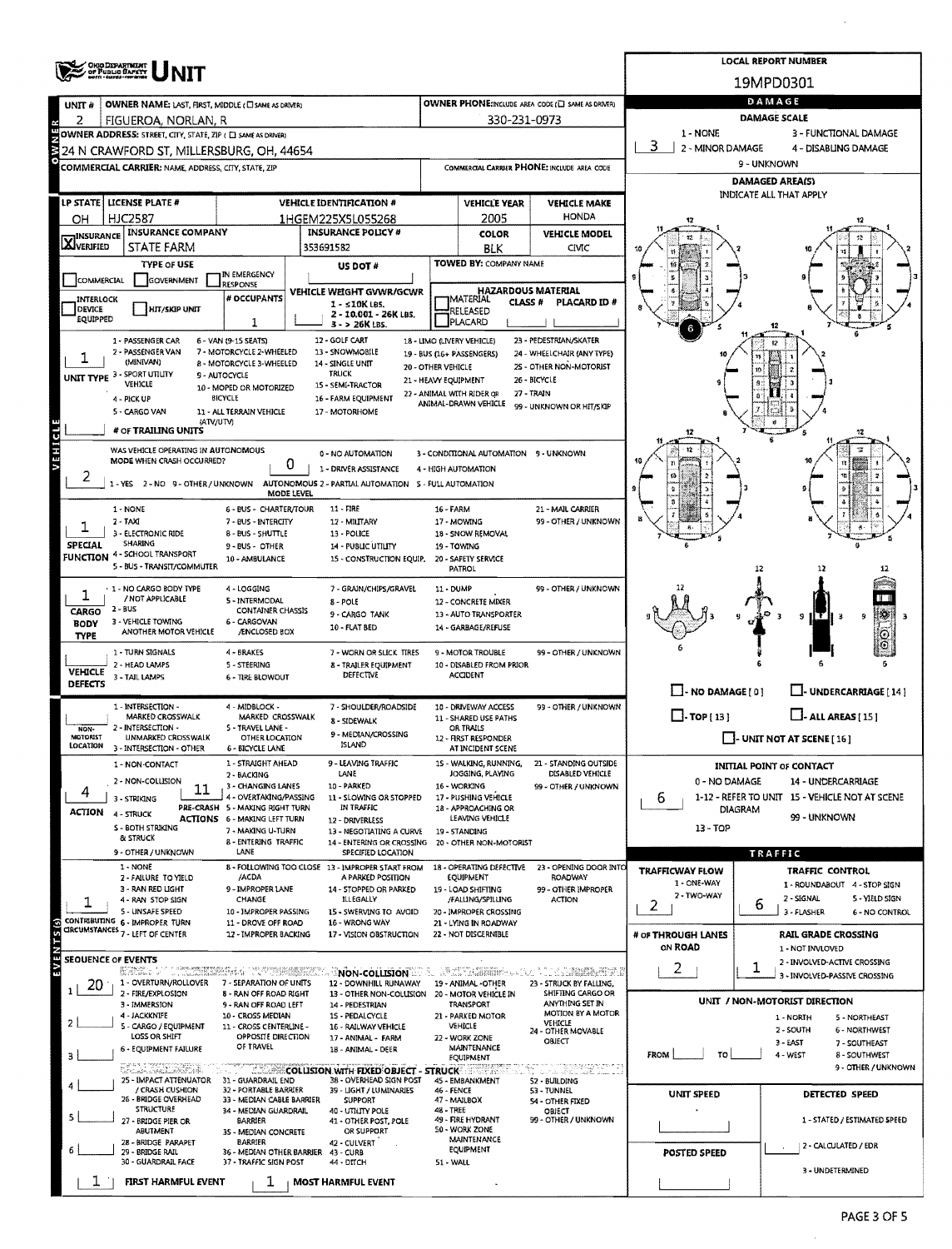# OHIO DEPARTMENT OF PUBLIC SAFETY UNIT

**LOCAL REPORT NUMBER:** 19MPD0301

## OWNER

| UNIT # | OWNER NAME: LAST, FIRST, MIDDLE (☐ SAME AS DRIVER) | OWNER PHONE: INCLUDE AREA CODE (☐ SAME AS DRIVER) |
|---|---|---|
| 2 | FIGUEROA, NORLAN, R | 330-231-0973 |

OWNER ADDRESS: STREET, CITY, STATE, ZIP (☐ SAME AS DRIVER)
24 N CRAWFORD ST, MILLERSBURG, OH, 44654

COMMERCIAL CARRIER: NAME, ADDRESS, CITY, STATE, ZIP

COMMERCIAL CARRIER PHONE: INCLUDE AREA CODE

## VEHICLE

| LP STATE | LICENSE PLATE # | VEHICLE IDENTIFICATION # | VEHICLE YEAR | VEHICLE MAKE |
|---|---|---|---|---|
| OH | HJC2587 | 1HGEM225X5L055268 | 2005 | HONDA |

| INSURANCE | INSURANCE COMPANY | INSURANCE POLICY # | COLOR | VEHICLE MODEL |
|---|---|---|---|---|
| ☒ VERIFIED | STATE FARM | 353691582 | BLK | CIVIC |

TYPE OF USE: ☐ COMMERCIAL ☐ GOVERNMENT ☐ IN EMERGENCY RESPONSE

US DOT #:

TOWED BY: COMPANY NAME

☐ INTERLOCK DEVICE EQUIPPED ☐ HIT/SKIP UNIT

# OCCUPANTS: 1

VEHICLE WEIGHT GVWR/GCWR: 1 - ≤10K LBS. 2 - 10.001 - 26K LBS. 3 - > 26K LBS.

HAZARDOUS MATERIAL: ☐ MATERIAL RELEASED ☐ PLACARD CLASS # PLACARD ID #

**UNIT TYPE: 1**
1 - PASSENGER CAR, 2 - PASSENGER VAN (MINIVAN), 3 - SPORT UTILITY VEHICLE, 4 - PICK UP, 5 - CARGO VAN, 6 - VAN (9-15 SEATS), 7 - MOTORCYCLE 2-WHEELED, 8 - MOTORCYCLE 3-WHEELED, 9 - AUTOCYCLE, 10 - MOPED OR MOTORIZED BICYCLE, 11 - ALL TERRAIN VEHICLE (ATV/UTV), 12 - GOLF CART, 13 - SNOWMOBILE, 14 - SINGLE UNIT TRUCK, 15 - SEMI-TRACTOR, 16 - FARM EQUIPMENT, 17 - MOTORHOME, 18 - LIMO (LIVERY VEHICLE), 19 - BUS (16+ PASSENGERS), 20 - OTHER VEHICLE, 21 - HEAVY EQUIPMENT, 22 - ANIMAL WITH RIDER OR ANIMAL-DRAWN VEHICLE, 23 - PEDESTRIAN/SKATER, 24 - WHEELCHAIR (ANY TYPE), 25 - OTHER NON-MOTORIST, 26 - BICYCLE, 27 - TRAIN, 99 - UNKNOWN OR HIT/SKIP

# OF TRAILING UNITS:

WAS VEHICLE OPERATING IN AUTONOMOUS MODE WHEN CRASH OCCURRED? **2**
1 - YES 2 - NO 9 - OTHER / UNKNOWN

AUTONOMOUS MODE LEVEL: **0**
0 - NO AUTOMATION, 1 - DRIVER ASSISTANCE, 2 - PARTIAL AUTOMATION, 3 - CONDITIONAL AUTOMATION, 4 - HIGH AUTOMATION, 5 - FULL AUTOMATION, 9 - UNKNOWN

**SPECIAL FUNCTION: 1**
1 - NONE, 2 - TAXI, 3 - ELECTRONIC RIDE SHARING, 4 - SCHOOL TRANSPORT, 5 - BUS - TRANSIT/COMMUTER, 6 - BUS - CHARTER/TOUR, 7 - BUS - INTERCITY, 8 - BUS - SHUTTLE, 9 - BUS - OTHER, 10 - AMBULANCE, 11 - FIRE, 12 - MILITARY, 13 - POLICE, 14 - PUBLIC UTILITY, 15 - CONSTRUCTION EQUIP., 16 - FARM, 17 - MOWING, 18 - SNOW REMOVAL, 19 - TOWING, 20 - SAFETY SERVICE PATROL, 21 - MAIL CARRIER, 99 - OTHER / UNKNOWN

**CARGO BODY TYPE: 1**
1 - NO CARGO BODY TYPE / NOT APPLICABLE, 2 - BUS, 3 - VEHICLE TOWING ANOTHER MOTOR VEHICLE, 4 - LOGGING, 5 - INTERMODAL CONTAINER CHASSIS, 6 - CARGOVAN /ENCLOSED BOX, 7 - GRAIN/CHIPS/GRAVEL, 8 - POLE, 9 - CARGO TANK, 10 - FLAT BED, 11 - DUMP, 12 - CONCRETE MIXER, 13 - AUTO TRANSPORTER, 14 - GARBAGE/REFUSE, 99 - OTHER / UNKNOWN

**VEHICLE DEFECTS:**
1 - TURN SIGNALS, 2 - HEAD LAMPS, 3 - TAIL LAMPS, 4 - BRAKES, 5 - STEERING, 6 - TIRE BLOWOUT, 7 - WORN OR SLICK TIRES, 8 - TRAILER EQUIPMENT DEFECTIVE, 9 - MOTOR TROUBLE, 10 - DISABLED FROM PRIOR ACCIDENT, 99 - OTHER / UNKNOWN

**NON-MOTORIST LOCATION:**
1 - INTERSECTION - MARKED CROSSWALK, 2 - INTERSECTION - UNMARKED CROSSWALK, 3 - INTERSECTION - OTHER, 4 - MIDBLOCK - MARKED CROSSWALK, 5 - TRAVEL LANE - OTHER LOCATION, 6 - BICYCLE LANE, 7 - SHOULDER/ROADSIDE, 8 - SIDEWALK, 9 - MEDIAN/CROSSING ISLAND, 10 - DRIVEWAY ACCESS, 11 - SHARED USE PATHS OR TRAILS, 12 - FIRST RESPONDER AT INCIDENT SCENE, 99 - OTHER / UNKNOWN

**ACTION: 4** **PRE-CRASH ACTIONS: 11**
1 - NON-CONTACT, 2 - NON-COLLISION, 3 - STRIKING, 4 - STRUCK, 5 - BOTH STRIKING & STRUCK, 9 - OTHER / UNKNOWN

1 - STRAIGHT AHEAD, 2 - BACKING, 3 - CHANGING LANES, 4 - OVERTAKING/PASSING, 5 - MAKING RIGHT TURN, 6 - MAKING LEFT TURN, 7 - MAKING U-TURN, 8 - ENTERING TRAFFIC LANE, 9 - LEAVING TRAFFIC LANE, 10 - PARKED, 11 - SLOWING OR STOPPED IN TRAFFIC, 12 - DRIVERLESS, 13 - NEGOTIATING A CURVE, 14 - ENTERING OR CROSSING SPECIFIED LOCATION, 15 - WALKING, RUNNING, JOGGING, PLAYING, 16 - WORKING, 17 - PUSHING VEHICLE, 18 - APPROACHING OR LEAVING VEHICLE, 19 - STANDING, 20 - OTHER NON-MOTORIST, 21 - STANDING OUTSIDE DISABLED VEHICLE, 99 - OTHER / UNKNOWN

**CONTRIBUTING CIRCUMSTANCES: 1**
1 - NONE, 2 - FAILURE TO YIELD, 3 - RAN RED LIGHT, 4 - RAN STOP SIGN, 5 - UNSAFE SPEED, 6 - IMPROPER TURN, 7 - LEFT OF CENTER, 8 - FOLLOWING TOO CLOSE /ACDA, 9 - IMPROPER LANE CHANGE, 10 - IMPROPER PASSING, 11 - DROVE OFF ROAD, 12 - IMPROPER BACKING, 13 - IMPROPER START FROM A PARKED POSITION, 14 - STOPPED OR PARKED ILLEGALLY, 15 - SWERVING TO AVOID, 16 - WRONG WAY, 17 - VISION OBSTRUCTION, 18 - OPERATING DEFECTIVE EQUIPMENT, 19 - LOAD SHIFTING /FALLING/SPILLING, 20 - IMPROPER CROSSING, 21 - LYING IN ROADWAY, 22 - NOT DISCERNIBLE, 23 - OPENING DOOR INTO ROADWAY, 99 - OTHER IMPROPER ACTION

## EVENTS

**SEQUENCE OF EVENTS**

1: 20
2:
3:
4:
5:
6:

**NON-COLLISION:** 1 - OVERTURN/ROLLOVER, 2 - FIRE/EXPLOSION, 3 - IMMERSION, 4 - JACKKNIFE, 5 - CARGO / EQUIPMENT LOSS OR SHIFT, 6 - EQUIPMENT FAILURE, 7 - SEPARATION OF UNITS, 8 - RAN OFF ROAD RIGHT, 9 - RAN OFF ROAD LEFT, 10 - CROSS MEDIAN, 11 - CROSS CENTERLINE - OPPOSITE DIRECTION OF TRAVEL, 12 - DOWNHILL RUNAWAY, 13 - OTHER NON-COLLISION, 14 - PEDESTRIAN, 15 - PEDALCYCLE, 16 - RAILWAY VEHICLE, 17 - ANIMAL - FARM, 18 - ANIMAL - DEER, 19 - ANIMAL -OTHER, 20 - MOTOR VEHICLE IN TRANSPORT, 21 - PARKED MOTOR VEHICLE, 22 - WORK ZONE MAINTENANCE EQUIPMENT, 23 - STRUCK BY FALLING, SHIFTING CARGO OR ANYTHING SET IN MOTION BY A MOTOR VEHICLE, 24 - OTHER MOVABLE OBJECT

**COLLISION WITH FIXED OBJECT - STRUCK:** 25 - IMPACT ATTENUATOR / CRASH CUSHION, 26 - BRIDGE OVERHEAD STRUCTURE, 27 - BRIDGE PIER OR ABUTMENT, 28 - BRIDGE PARAPET, 29 - BRIDGE RAIL, 30 - GUARDRAIL FACE, 31 - GUARDRAIL END, 32 - PORTABLE BARRIER, 33 - MEDIAN CABLE BARRIER, 34 - MEDIAN GUARDRAIL BARRIER, 35 - MEDIAN CONCRETE BARRIER, 36 - MEDIAN OTHER BARRIER, 37 - TRAFFIC SIGN POST, 38 - OVERHEAD SIGN POST, 39 - LIGHT / LUMINARIES SUPPORT, 40 - UTILITY POLE, 41 - OTHER POST, POLE OR SUPPORT, 42 - CULVERT, 43 - CURB, 44 - DITCH, 45 - EMBANKMENT, 46 - FENCE, 47 - MAILBOX, 48 - TREE, 49 - FIRE HYDRANT, 50 - WORK ZONE MAINTENANCE EQUIPMENT, 51 - WALL, 52 - BUILDING, 53 - TUNNEL, 54 - OTHER FIXED OBJECT, 99 - OTHER / UNKNOWN

FIRST HARMFUL EVENT: 1 &nbsp;&nbsp; MOST HARMFUL EVENT: 1

## DAMAGE

**DAMAGE SCALE: 3**
1 - NONE, 2 - MINOR DAMAGE, 3 - FUNCTIONAL DAMAGE, 4 - DISABLING DAMAGE, 9 - UNKNOWN

**DAMAGED AREA(S)** — INDICATE ALL THAT APPLY: 6

☐ - NO DAMAGE [0] ☐ - UNDERCARRIAGE [14] ☐ - TOP [13] ☐ - ALL AREAS [15] ☐ - UNIT NOT AT SCENE [16]

**INITIAL POINT OF CONTACT: 6**
0 - NO DAMAGE, 1-12 - REFER TO UNIT DIAGRAM, 13 - TOP, 14 - UNDERCARRIAGE, 15 - VEHICLE NOT AT SCENE, 99 - UNKNOWN

## TRAFFIC

**TRAFFICWAY FLOW: 2** (1 - ONE-WAY, 2 - TWO-WAY)

**TRAFFIC CONTROL: 6**
1 - ROUNDABOUT, 2 - SIGNAL, 3 - FLASHER, 4 - STOP SIGN, 5 - YIELD SIGN, 6 - NO CONTROL

**# OF THROUGH LANES ON ROAD: 2**

**RAIL GRADE CROSSING: 1**
1 - NOT INVLOVED, 2 - INVOLVED-ACTIVE CROSSING, 3 - INVOLVED-PASSIVE CROSSING

**UNIT / NON-MOTORIST DIRECTION**
1 - NORTH, 2 - SOUTH, 3 - EAST, 4 - WEST, 5 - NORTHEAST, 6 - NORTHWEST, 7 - SOUTHEAST, 8 - SOUTHWEST, 9 - OTHER / UNKNOWN

FROM: &nbsp;&nbsp; TO:

UNIT SPEED:

POSTED SPEED:

DETECTED SPEED: 1 - STATED / ESTIMATED SPEED, 2 - CALCULATED / EDR, 3 - UNDETERMINED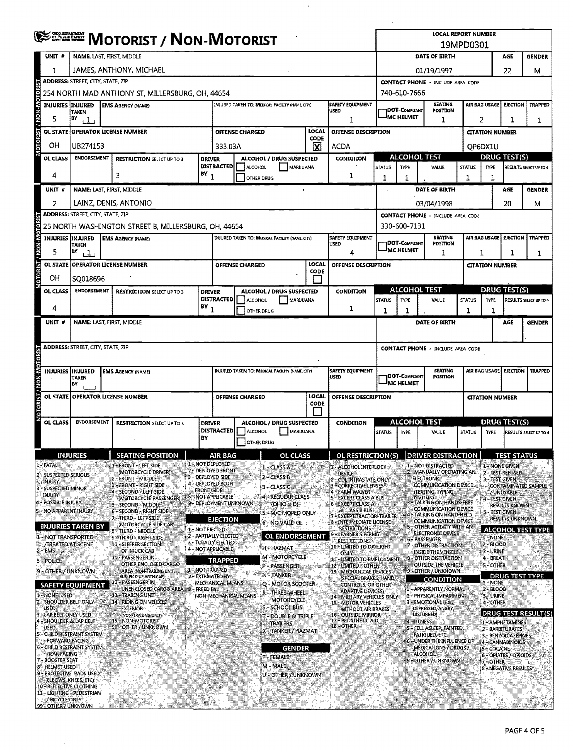# MOTORIST / NON-MOTORIST

Ohio Department of Public Safety

**LOCAL REPORT NUMBER:** 19MPD0301

## Unit 1

| UNIT # | NAME: LAST, FIRST, MIDDLE | DATE OF BIRTH | AGE | GENDER |
|---|---|---|---|---|
| 1 | JAMES, ANTHONY, MICHAEL | 01/19/1997 | 22 | M |

| ADDRESS: STREET, CITY, STATE, ZIP | CONTACT PHONE - INCLUDE AREA CODE |
|---|---|
| 254 NORTH MAD ANTHONY ST, MILLERSBURG, OH, 44654 | 740-610-7666 |

| INJURIES | INJURED TAKEN BY | EMS AGENCY (NAME) | INJURED TAKEN TO: MEDICAL FACILITY (NAME, CITY) | SAFETY EQUIPMENT USED | DOT-COMPLIANT MC HELMET | SEATING POSITION | AIR BAG USAGE | EJECTION | TRAPPED |
|---|---|---|---|---|---|---|---|---|---|
| 5 | 1 | | | 1 | | 1 | 2 | 1 | 1 |

| OL STATE | OPERATOR LICENSE NUMBER | OFFENSE CHARGED | LOCAL CODE | OFFENSE DESCRIPTION | CITATION NUMBER |
|---|---|---|---|---|---|
| OH | UB274153 | 333.03A | X | ACDA | QP6DX1U |

| OL CLASS | ENDORSEMENT | RESTRICTION SELECT UP TO 3 | DRIVER DISTRACTED BY | ALCOHOL / DRUG SUSPECTED | CONDITION | ALCOHOL TEST STATUS | ALCOHOL TEST TYPE | ALCOHOL TEST VALUE | DRUG TEST STATUS | DRUG TEST TYPE | DRUG TEST RESULTS SELECT UP TO 4 |
|---|---|---|---|---|---|---|---|---|---|---|---|
| 4 | | 3 | 1 | | 1 | 1 | 1 | . | 1 | 1 | |

## Unit 2

| UNIT # | NAME: LAST, FIRST, MIDDLE | DATE OF BIRTH | AGE | GENDER |
|---|---|---|---|---|
| 2 | LAINZ, DENIS, ANTONIO | 03/04/1998 | 20 | M |

| ADDRESS: STREET, CITY, STATE, ZIP | CONTACT PHONE - INCLUDE AREA CODE |
|---|---|
| 25 NORTH WASHINGTON STREET B, MILLERSBURG, OH, 44654 | 330-600-7131 |

| INJURIES | INJURED TAKEN BY | EMS AGENCY (NAME) | INJURED TAKEN TO: MEDICAL FACILITY (NAME, CITY) | SAFETY EQUIPMENT USED | DOT-COMPLIANT MC HELMET | SEATING POSITION | AIR BAG USAGE | EJECTION | TRAPPED |
|---|---|---|---|---|---|---|---|---|---|
| 5 | 1 | | | 4 | | 1 | 1 | 1 | 1 |

| OL STATE | OPERATOR LICENSE NUMBER | OFFENSE CHARGED | LOCAL CODE | OFFENSE DESCRIPTION | CITATION NUMBER |
|---|---|---|---|---|---|
| OH | SQ018696 | | | | |

| OL CLASS | ENDORSEMENT | RESTRICTION SELECT UP TO 3 | DRIVER DISTRACTED BY | ALCOHOL / DRUG SUSPECTED | CONDITION | ALCOHOL TEST STATUS | ALCOHOL TEST TYPE | ALCOHOL TEST VALUE | DRUG TEST STATUS | DRUG TEST TYPE | DRUG TEST RESULTS SELECT UP TO 4 |
|---|---|---|---|---|---|---|---|---|---|---|---|
| 4 | | | 1 | | 1 | 1 | 1 | . | 1 | 1 | |

## Unit 3

| UNIT # | NAME: LAST, FIRST, MIDDLE | DATE OF BIRTH | AGE | GENDER |
|---|---|---|---|---|
| | | | | |

| ADDRESS: STREET, CITY, STATE, ZIP | CONTACT PHONE - INCLUDE AREA CODE |
|---|---|
| | |

| INJURIES | INJURED TAKEN BY | EMS AGENCY (NAME) | INJURED TAKEN TO: MEDICAL FACILITY (NAME, CITY) | SAFETY EQUIPMENT USED | DOT-COMPLIANT MC HELMET | SEATING POSITION | AIR BAG USAGE | EJECTION | TRAPPED |
|---|---|---|---|---|---|---|---|---|---|
| | | | | | | | | | |

| OL STATE | OPERATOR LICENSE NUMBER | OFFENSE CHARGED | LOCAL CODE | OFFENSE DESCRIPTION | CITATION NUMBER |
|---|---|---|---|---|---|
| | | | | | |

| OL CLASS | ENDORSEMENT | RESTRICTION SELECT UP TO 3 | DRIVER DISTRACTED BY | ALCOHOL / DRUG SUSPECTED | CONDITION | ALCOHOL TEST STATUS | ALCOHOL TEST TYPE | ALCOHOL TEST VALUE | DRUG TEST STATUS | DRUG TEST TYPE | DRUG TEST RESULTS SELECT UP TO 4 |
|---|---|---|---|---|---|---|---|---|---|---|---|
| | | | | | | | | | | | |

## Legend

**INJURIES**
1 - FATAL
2 - SUSPECTED SERIOUS INJURY
3 - SUSPECTED MINOR INJURY
4 - POSSIBLE INJURY
5 - NO APPARENT INJURY

**INJURIES TAKEN BY**
1 - NOT TRANSPORTED /TREATED AT SCENE
2 - EMS
3 - POLICE
9 - OTHER / UNKNOWN

**SAFETY EQUIPMENT**
1 - NONE USED
2 - SHOULDER BELT ONLY USED
3 - LAP BELT ONLY USED
4 - SHOULDER & LAP BELT USED
5 - CHILD RESTRAINT SYSTEM - FORWARD FACING
6 - CHILD RESTRAINT SYSTEM - REAR FACING
7 - BOOSTER SEAT
8 - HELMET USED
9 - PROTECTIVE PADS USED (ELBOWS, KNEES, ETC)
10 - REFLECTIVE CLOTHING
11 - LIGHTING - PEDESTRIAN / BICYCLE ONLY
99 - OTHER / UNKNOWN

**SEATING POSITION**
1 - FRONT - LEFT SIDE (MOTORCYCLE DRIVER)
2 - FRONT - MIDDLE
3 - FRONT - RIGHT SIDE
4 - SECOND - LEFT SIDE (MOTORCYCLE PASSENGER)
5 - SECOND - MIDDLE
6 - SECOND - RIGHT SIDE
7 - THIRD - LEFT SIDE (MOTORCYCLE SIDE CAR)
8 - THIRD - MIDDLE
9 - THIRD - RIGHT SIDE
10 - SLEEPER SECTION OF TRUCK CAB
11 - PASSENGER IN OTHER ENCLOSED CARGO AREA (NON-TRAILING UNIT, BUS, PICK-UP WITH CAP)
12 - PASSENGER IN UNENCLOSED CARGO AREA
13 - TRAILING UNIT
14 - RIDING ON VEHICLE EXTERIOR (NON-TRAILING UNIT)
15 - NON-MOTORIST
99 - OTHER / UNKNOWN

**AIR BAG**
1 - NOT DEPLOYED
2 - DEPLOYED FRONT
3 - DEPLOYED SIDE
4 - DEPLOYED BOTH FRONT/SIDE
5 - NOT APPLICABLE
9 - DEPLOYMENT UNKNOWN

**EJECTION**
1 - NOT EJECTED
2 - PARTIALLY EJECTED
3 - TOTALLY EJECTED
4 - NOT APPLICABLE

**TRAPPED**
1 - NOT TRAPPED
2 - EXTRICATED BY MECHANICAL MEANS
3 - FREED BY NON-MECHANICAL MEANS

**OL CLASS**
1 - CLASS A
2 - CLASS B
3 - CLASS C
4 - REGULAR CLASS (OHIO = D)
5 - M/C MOPED ONLY
6 - NO VALID OL

**OL ENDORSEMENT**
H - HAZMAT
M - MOTORCYCLE
P - PASSENGER
N - TANKER
Q - MOTOR SCOOTER
R - THREE-WHEEL MOTORCYCLE
S - SCHOOL BUS
T - DOUBLE & TRIPLE TRAILERS
X - TANKER / HAZMAT

**GENDER**
F - FEMALE
M - MALE
U - OTHER / UNKNOWN

**OL RESTRICTION(S)**
1 - ALCOHOL INTERLOCK DEVICE
2 - CDL INTRASTATE ONLY
3 - CORRECTIVE LENSES
4 - FARM WAIVER
5 - EXCEPT CLASS A BUS
6 - EXCEPT CLASS A & CLASS B BUS
7 - EXCEPT TRACTOR-TRAILER
8 - INTERMEDIATE LICENSE RESTRICTIONS
9 - LEARNER'S PERMIT RESTRICTIONS
10 - LIMITED TO DAYLIGHT ONLY
11 - LIMITED TO EMPLOYMENT
12 - LIMITED - OTHER
13 - MECHANICAL DEVICES (SPECIAL BRAKES, HAND CONTROLS, OR OTHER ADAPTIVE DEVICES)
14 - MILITARY VEHICLES ONLY
15 - MOTOR VEHICLES WITHOUT AIR BRAKES
16 - OUTSIDE MIRROR
17 - PROSTHETIC AID
18 - OTHER

**DRIVER DISTRACTION**
1 - NOT DISTRACTED
2 - MANUALLY OPERATING AN ELECTRONIC COMMUNICATION DEVICE (TEXTING, TYPING, DIALING)
3 - TALKING ON HANDS-FREE COMMUNICATION DEVICE
4 - TALKING ON HAND-HELD COMMUNICATION DEVICE
5 - OTHER ACTIVITY WITH AN ELECTRONIC DEVICE
6 - PASSENGER
7 - OTHER DISTRACTION INSIDE THE VEHICLE
8 - OTHER DISTRACTION OUTSIDE THE VEHICLE
9 - OTHER / UNKNOWN

**CONDITION**
1 - APPARENTLY NORMAL
2 - PHYSICAL IMPAIRMENT
3 - EMOTIONAL (E.G., DEPRESSED, ANGRY, DISTURBED)
4 - ILLNESS
5 - FELL ASLEEP, FAINTED, FATIGUED, ETC.
6 - UNDER THE INFLUENCE OF MEDICATIONS / DRUGS / ALCOHOL
9 - OTHER / UNKNOWN

**TEST STATUS**
1 - NONE GIVEN
2 - TEST REFUSED
3 - TEST GIVEN, CONTAMINATED SAMPLE / UNUSABLE
4 - TEST GIVEN, RESULTS KNOWN
5 - TEST GIVEN, RESULTS UNKNOWN

**ALCOHOL TEST TYPE**
1 - NONE
2 - BLOOD
3 - URINE
4 - BREATH
5 - OTHER

**DRUG TEST TYPE**
1 - NONE
2 - BLOOD
3 - URINE
4 - OTHER

**DRUG TEST RESULT(S)**
1 - AMPHETAMINES
2 - BARBITURATES
3 - BENZODIAZEPINES
4 - CANNABINOIDS
5 - COCAINE
6 - OPIATES / OPIOIDS
7 - OTHER
8 - NEGATIVE RESULTS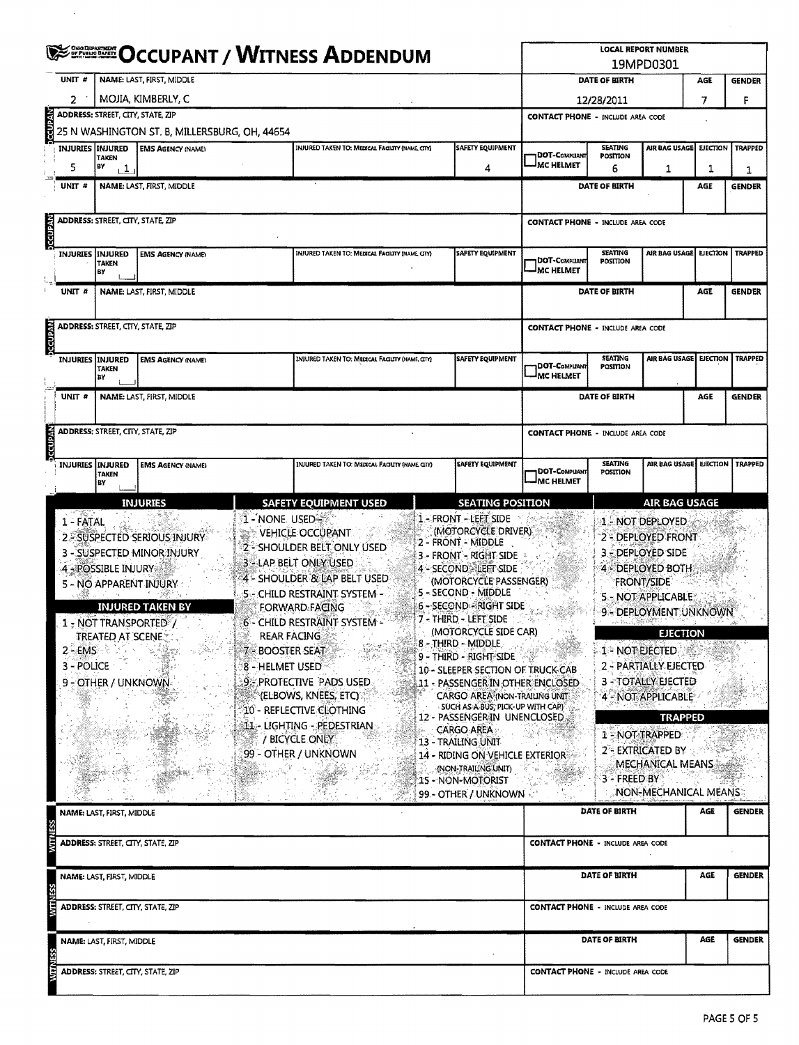# OCCUPANT / WITNESS ADDENDUM

Ohio Department of Public Safety

**LOCAL REPORT NUMBER:** 19MPD0301

## OCCUPANT

| UNIT # | NAME: LAST, FIRST, MIDDLE | DATE OF BIRTH | AGE | GENDER |
|---|---|---|---|---|
| 2 | MOJIA, KIMBERLY, C | 12/28/2011 | 7 | F |

| ADDRESS: STREET, CITY, STATE, ZIP | CONTACT PHONE - INCLUDE AREA CODE |
|---|---|
| 25 N WASHINGTON ST. B, MILLERSBURG, OH, 44654 | |

| INJURIES | INJURED TAKEN BY | EMS AGENCY (NAME) | INJURED TAKEN TO: MEDICAL FACILITY (NAME, CITY) | SAFETY EQUIPMENT | DOT-COMPLIANT MC HELMET | SEATING POSITION | AIR BAG USAGE | EJECTION | TRAPPED |
|---|---|---|---|---|---|---|---|---|---|
| 5 | 1 | | | 4 | | 6 | 1 | 1 | 1 |

## OCCUPANT

| UNIT # | NAME: LAST, FIRST, MIDDLE | DATE OF BIRTH | AGE | GENDER |
|---|---|---|---|---|
| | | | | |

| ADDRESS: STREET, CITY, STATE, ZIP | CONTACT PHONE - INCLUDE AREA CODE |
|---|---|
| | |

| INJURIES | INJURED TAKEN BY | EMS AGENCY (NAME) | INJURED TAKEN TO: MEDICAL FACILITY (NAME, CITY) | SAFETY EQUIPMENT | DOT-COMPLIANT MC HELMET | SEATING POSITION | AIR BAG USAGE | EJECTION | TRAPPED |
|---|---|---|---|---|---|---|---|---|---|
| | | | | | | | | | |

## OCCUPANT

| UNIT # | NAME: LAST, FIRST, MIDDLE | DATE OF BIRTH | AGE | GENDER |
|---|---|---|---|---|
| | | | | |

| ADDRESS: STREET, CITY, STATE, ZIP | CONTACT PHONE - INCLUDE AREA CODE |
|---|---|
| | |

| INJURIES | INJURED TAKEN BY | EMS AGENCY (NAME) | INJURED TAKEN TO: MEDICAL FACILITY (NAME, CITY) | SAFETY EQUIPMENT | DOT-COMPLIANT MC HELMET | SEATING POSITION | AIR BAG USAGE | EJECTION | TRAPPED |
|---|---|---|---|---|---|---|---|---|---|
| | | | | | | | | | |

## OCCUPANT

| UNIT # | NAME: LAST, FIRST, MIDDLE | DATE OF BIRTH | AGE | GENDER |
|---|---|---|---|---|
| | | | | |

| ADDRESS: STREET, CITY, STATE, ZIP | CONTACT PHONE - INCLUDE AREA CODE |
|---|---|
| | |

| INJURIES | INJURED TAKEN BY | EMS AGENCY (NAME) | INJURED TAKEN TO: MEDICAL FACILITY (NAME, CITY) | SAFETY EQUIPMENT | DOT-COMPLIANT MC HELMET | SEATING POSITION | AIR BAG USAGE | EJECTION | TRAPPED |
|---|---|---|---|---|---|---|---|---|---|
| | | | | | | | | | |

## CODES

**INJURIES**
- 1 - FATAL
- 2 - SUSPECTED SERIOUS INJURY
- 3 - SUSPECTED MINOR INJURY
- 4 - POSSIBLE INJURY
- 5 - NO APPARENT INJURY

**INJURED TAKEN BY**
- 1 - NOT TRANSPORTED / TREATED AT SCENE
- 2 - EMS
- 3 - POLICE
- 9 - OTHER / UNKNOWN

**SAFETY EQUIPMENT USED**
- 1 - NONE USED - VEHICLE OCCUPANT
- 2 - SHOULDER BELT ONLY USED
- 3 - LAP BELT ONLY USED
- 4 - SHOULDER & LAP BELT USED
- 5 - CHILD RESTRAINT SYSTEM - FORWARD FACING
- 6 - CHILD RESTRAINT SYSTEM - REAR FACING
- 7 - BOOSTER SEAT
- 8 - HELMET USED
- 9 - PROTECTIVE PADS USED (ELBOWS, KNEES, ETC)
- 10 - REFLECTIVE CLOTHING
- 11 - LIGHTING - PEDESTRIAN / BICYCLE ONLY
- 99 - OTHER / UNKNOWN

**SEATING POSITION**
- 1 - FRONT - LEFT SIDE (MOTORCYCLE DRIVER)
- 2 - FRONT - MIDDLE
- 3 - FRONT - RIGHT SIDE
- 4 - SECOND - LEFT SIDE (MOTORCYCLE PASSENGER)
- 5 - SECOND - MIDDLE
- 6 - SECOND - RIGHT SIDE
- 7 - THIRD - LEFT SIDE (MOTORCYCLE SIDE CAR)
- 8 - THIRD - MIDDLE
- 9 - THIRD - RIGHT SIDE
- 10 - SLEEPER SECTION OF TRUCK CAB
- 11 - PASSENGER IN OTHER ENCLOSED CARGO AREA (NON-TRAILING UNIT SUCH AS A BUS, PICK-UP WITH CAP)
- 12 - PASSENGER IN UNENCLOSED CARGO AREA
- 13 - TRAILING UNIT
- 14 - RIDING ON VEHICLE EXTERIOR (NON-TRAILING UNIT)
- 15 - NON-MOTORIST
- 99 - OTHER / UNKNOWN

**AIR BAG USAGE**
- 1 - NOT DEPLOYED
- 2 - DEPLOYED FRONT
- 3 - DEPLOYED SIDE
- 4 - DEPLOYED BOTH FRONT/SIDE
- 5 - NOT APPLICABLE
- 9 - DEPLOYMENT UNKNOWN

**EJECTION**
- 1 - NOT EJECTED
- 2 - PARTIALLY EJECTED
- 3 - TOTALLY EJECTED
- 4 - NOT APPLICABLE

**TRAPPED**
- 1 - NOT TRAPPED
- 2 - EXTRICATED BY MECHANICAL MEANS
- 3 - FREED BY NON-MECHANICAL MEANS

## WITNESS

| NAME: LAST, FIRST, MIDDLE | DATE OF BIRTH | AGE | GENDER |
|---|---|---|---|
| | | | |

| ADDRESS: STREET, CITY, STATE, ZIP | CONTACT PHONE - INCLUDE AREA CODE |
|---|---|
| | |

## WITNESS

| NAME: LAST, FIRST, MIDDLE | DATE OF BIRTH | AGE | GENDER |
|---|---|---|---|
| | | | |

| ADDRESS: STREET, CITY, STATE, ZIP | CONTACT PHONE - INCLUDE AREA CODE |
|---|---|
| | |

## WITNESS

| NAME: LAST, FIRST, MIDDLE | DATE OF BIRTH | AGE | GENDER |
|---|---|---|---|
| | | | |

| ADDRESS: STREET, CITY, STATE, ZIP | CONTACT PHONE - INCLUDE AREA CODE |
|---|---|
| | |